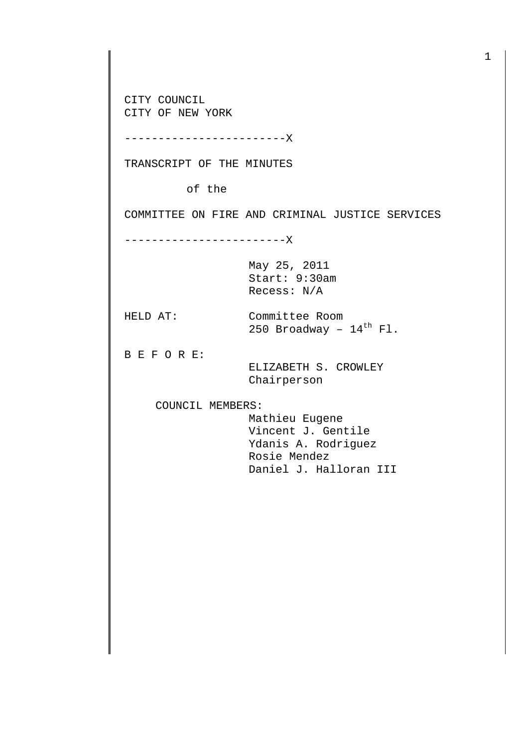CITY COUNCIL
CITY OF NEW YORK

------------------------X

TRANSCRIPT OF THE MINUTES

of the

COMMITTEE ON FIRE AND CRIMINAL JUSTICE SERVICES

------------------------X

May 25, 2011
Start: 9:30am
Recess: N/A

HELD AT: Committee Room
250 Broadway – 14th Fl.

B E F O R E:

ELIZABETH S. CROWLEY
Chairperson

COUNCIL MEMBERS:

Mathieu Eugene
Vincent J. Gentile
Ydanis A. Rodriguez
Rosie Mendez
Daniel J. Halloran III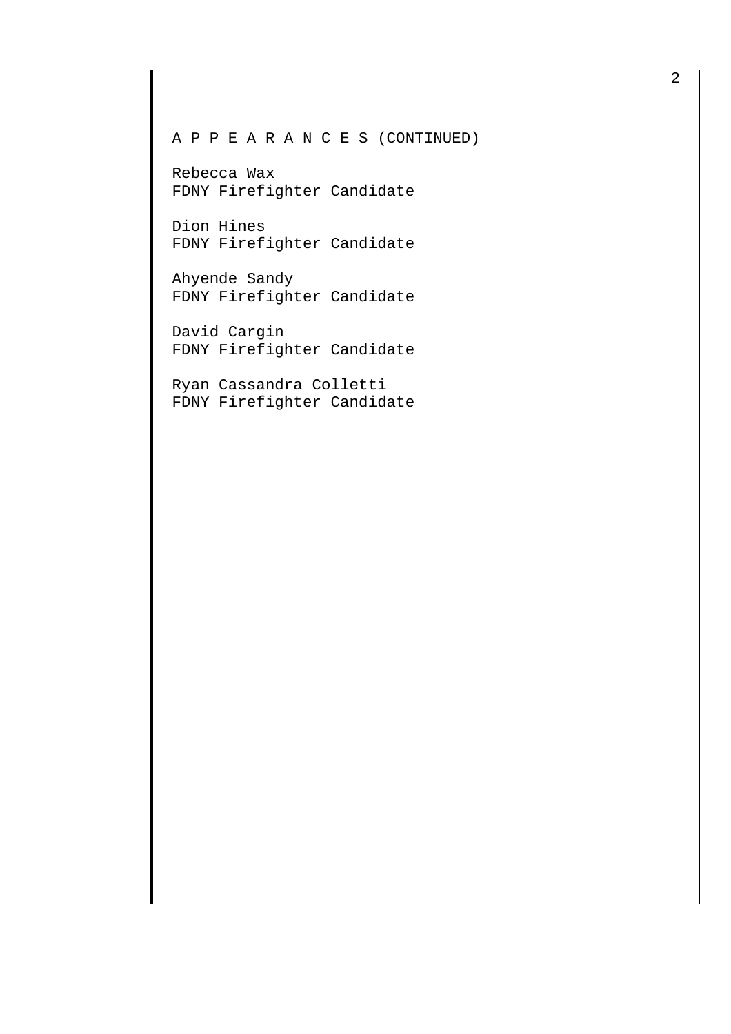A P P E A R A N C E S (CONTINUED)

Rebecca Wax
FDNY Firefighter Candidate

Dion Hines
FDNY Firefighter Candidate

Ahyende Sandy
FDNY Firefighter Candidate

David Cargin
FDNY Firefighter Candidate

Ryan Cassandra Colletti
FDNY Firefighter Candidate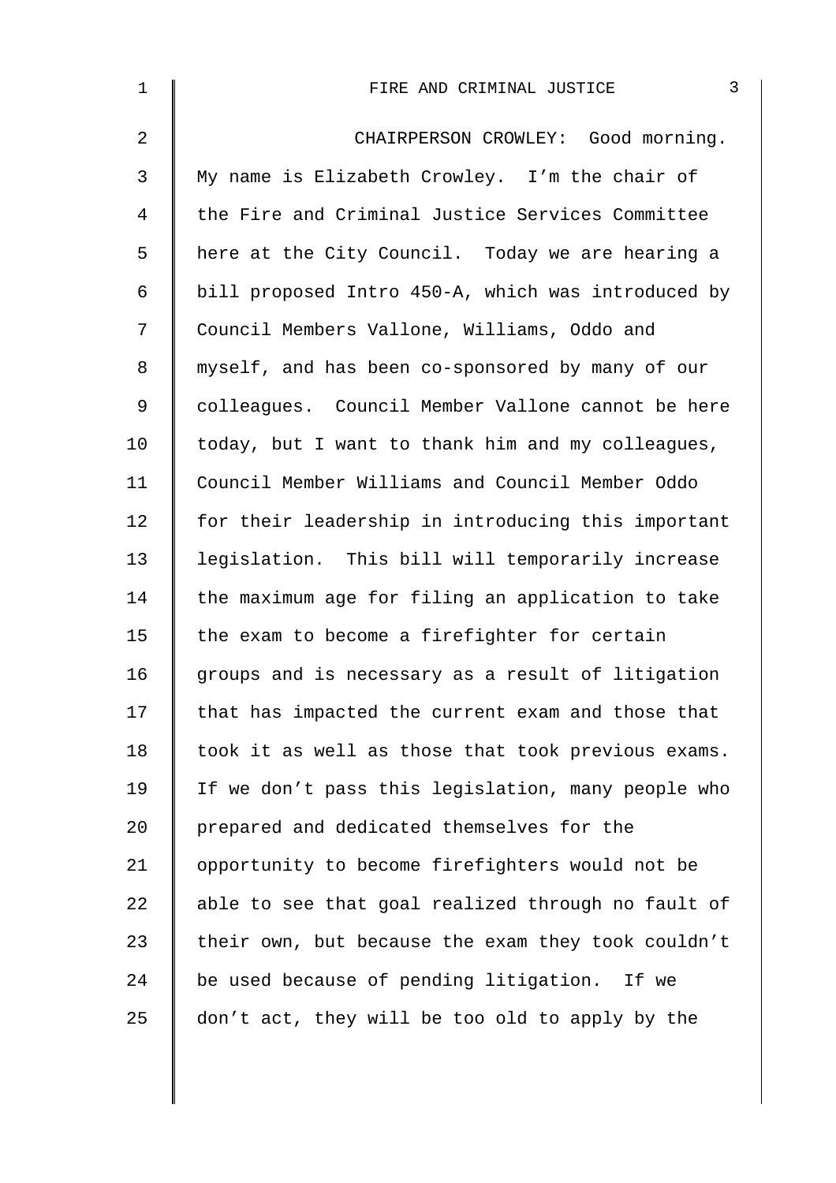CHAIRPERSON CROWLEY: Good morning. My name is Elizabeth Crowley. I'm the chair of the Fire and Criminal Justice Services Committee here at the City Council. Today we are hearing a bill proposed Intro 450-A, which was introduced by Council Members Vallone, Williams, Oddo and myself, and has been co-sponsored by many of our colleagues. Council Member Vallone cannot be here today, but I want to thank him and my colleagues, Council Member Williams and Council Member Oddo for their leadership in introducing this important legislation. This bill will temporarily increase the maximum age for filing an application to take the exam to become a firefighter for certain groups and is necessary as a result of litigation that has impacted the current exam and those that took it as well as those that took previous exams. If we don't pass this legislation, many people who prepared and dedicated themselves for the opportunity to become firefighters would not be able to see that goal realized through no fault of their own, but because the exam they took couldn't be used because of pending litigation. If we don't act, they will be too old to apply by the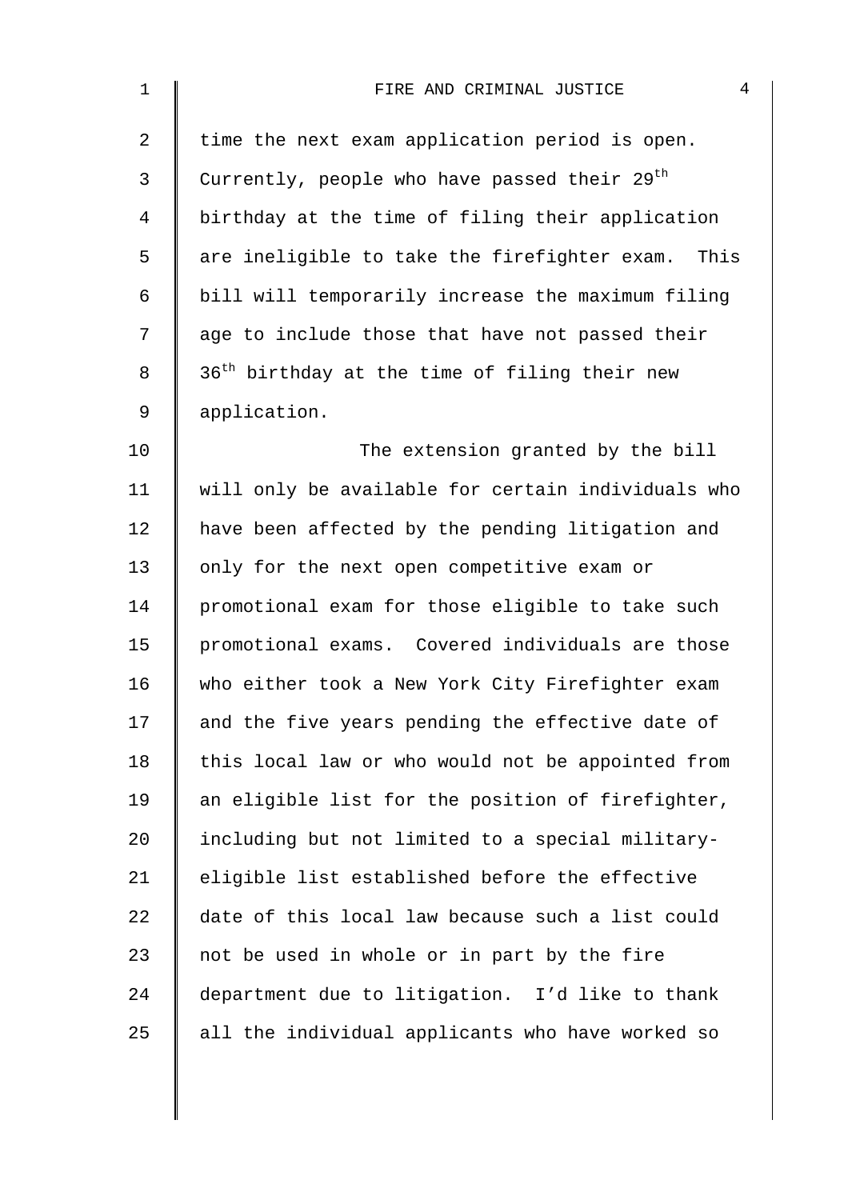time the next exam application period is open. Currently, people who have passed their 29th birthday at the time of filing their application are ineligible to take the firefighter exam. This bill will temporarily increase the maximum filing age to include those that have not passed their 36th birthday at the time of filing their new application.

The extension granted by the bill will only be available for certain individuals who have been affected by the pending litigation and only for the next open competitive exam or promotional exam for those eligible to take such promotional exams. Covered individuals are those who either took a New York City Firefighter exam and the five years pending the effective date of this local law or who would not be appointed from an eligible list for the position of firefighter, including but not limited to a special military-eligible list established before the effective date of this local law because such a list could not be used in whole or in part by the fire department due to litigation. I'd like to thank all the individual applicants who have worked so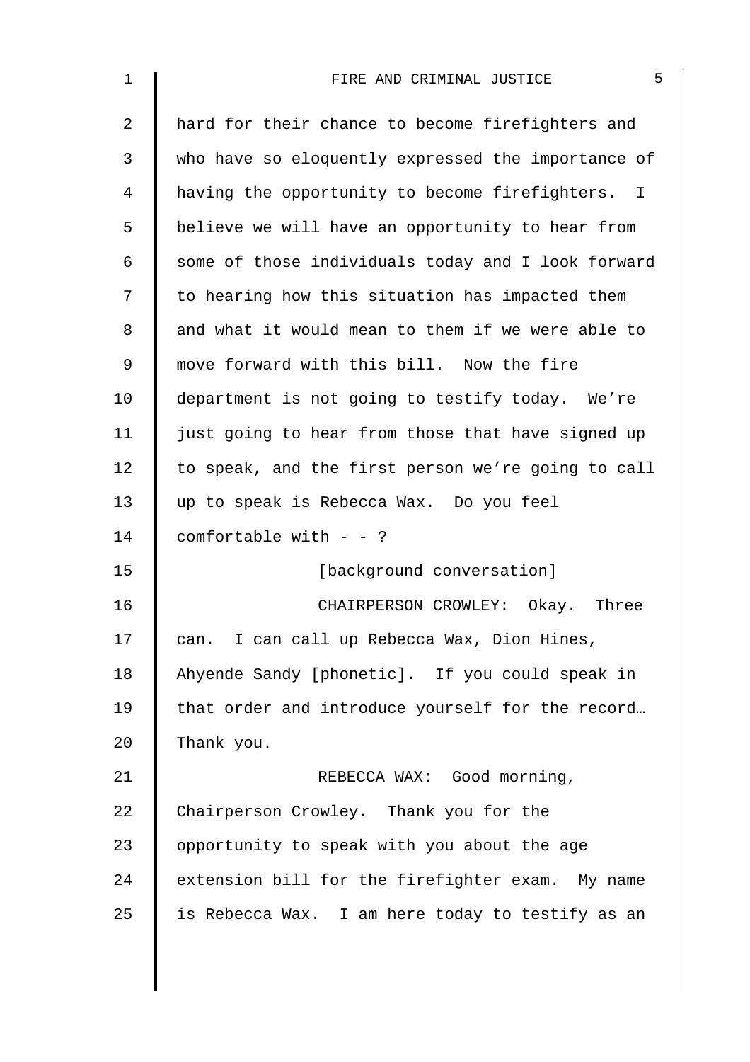hard for their chance to become firefighters and who have so eloquently expressed the importance of having the opportunity to become firefighters. I believe we will have an opportunity to hear from some of those individuals today and I look forward to hearing how this situation has impacted them and what it would mean to them if we were able to move forward with this bill. Now the fire department is not going to testify today. We're just going to hear from those that have signed up to speak, and the first person we're going to call up to speak is Rebecca Wax. Do you feel comfortable with - - ?

[background conversation]

CHAIRPERSON CROWLEY: Okay. Three can. I can call up Rebecca Wax, Dion Hines, Ahyende Sandy [phonetic]. If you could speak in that order and introduce yourself for the record… Thank you.

REBECCA WAX: Good morning, Chairperson Crowley. Thank you for the opportunity to speak with you about the age extension bill for the firefighter exam. My name is Rebecca Wax. I am here today to testify as an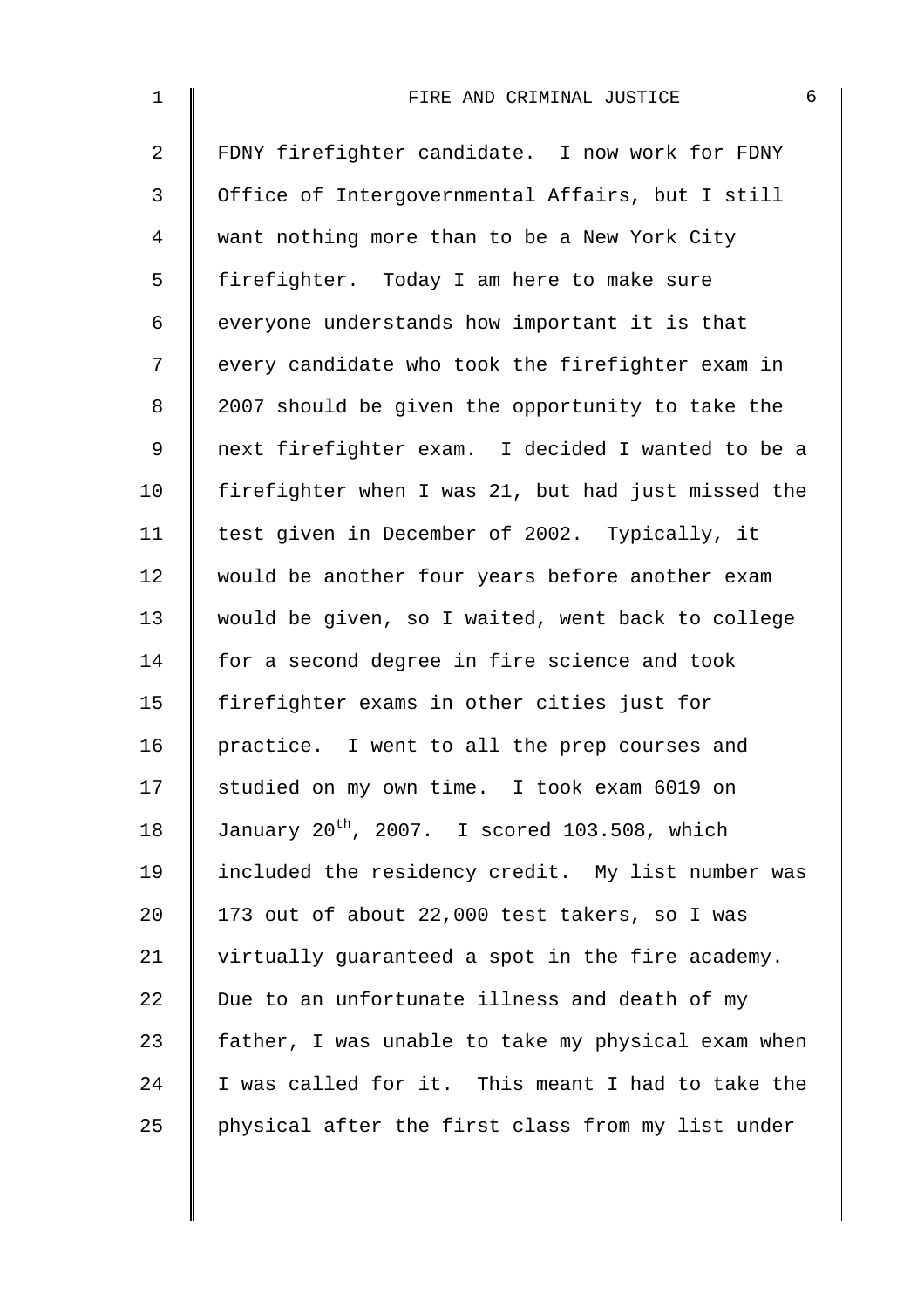FDNY firefighter candidate. I now work for FDNY Office of Intergovernmental Affairs, but I still want nothing more than to be a New York City firefighter. Today I am here to make sure everyone understands how important it is that every candidate who took the firefighter exam in 2007 should be given the opportunity to take the next firefighter exam. I decided I wanted to be a firefighter when I was 21, but had just missed the test given in December of 2002. Typically, it would be another four years before another exam would be given, so I waited, went back to college for a second degree in fire science and took firefighter exams in other cities just for practice. I went to all the prep courses and studied on my own time. I took exam 6019 on January 20th, 2007. I scored 103.508, which included the residency credit. My list number was 173 out of about 22,000 test takers, so I was virtually guaranteed a spot in the fire academy. Due to an unfortunate illness and death of my father, I was unable to take my physical exam when I was called for it. This meant I had to take the physical after the first class from my list under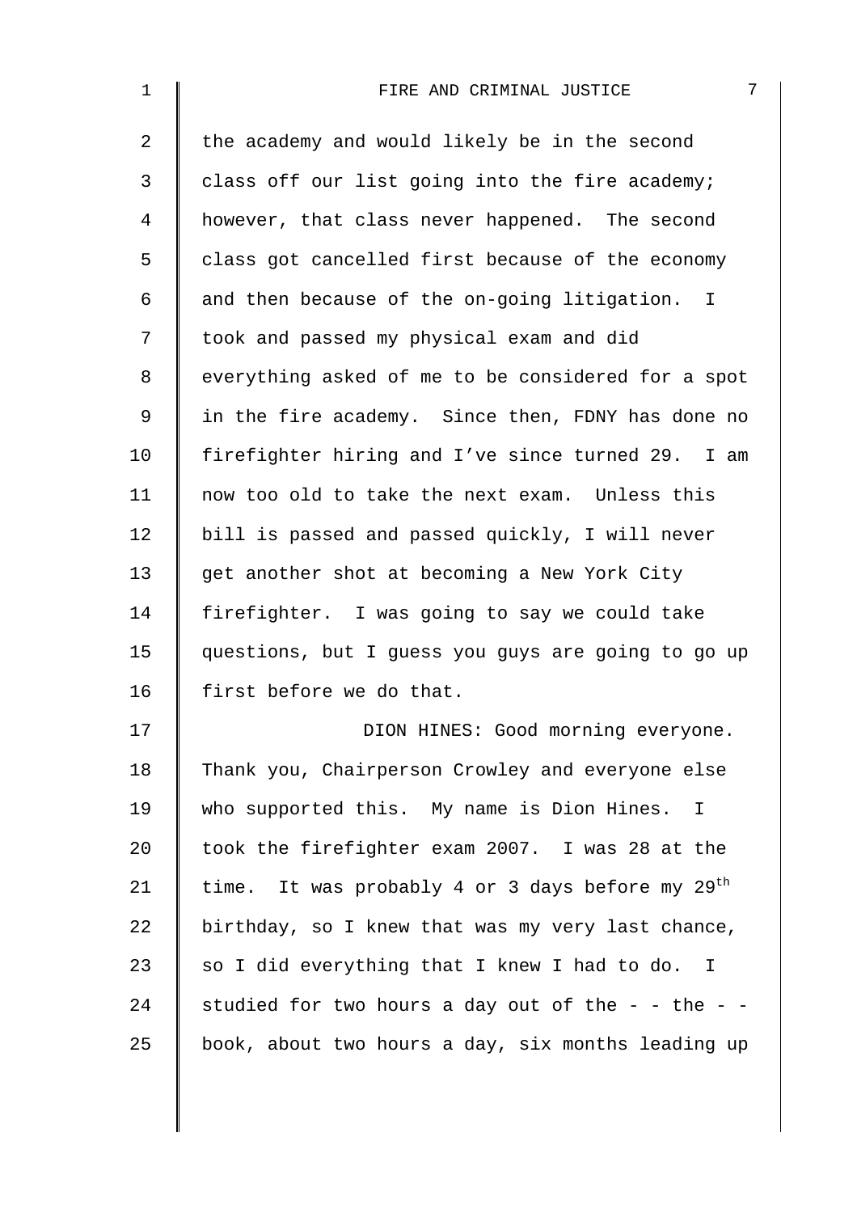the academy and would likely be in the second class off our list going into the fire academy; however, that class never happened. The second class got cancelled first because of the economy and then because of the on-going litigation. I took and passed my physical exam and did everything asked of me to be considered for a spot in the fire academy. Since then, FDNY has done no firefighter hiring and I've since turned 29. I am now too old to take the next exam. Unless this bill is passed and passed quickly, I will never get another shot at becoming a New York City firefighter. I was going to say we could take questions, but I guess you guys are going to go up first before we do that.

DION HINES: Good morning everyone. Thank you, Chairperson Crowley and everyone else who supported this. My name is Dion Hines. I took the firefighter exam 2007. I was 28 at the time. It was probably 4 or 3 days before my 29th birthday, so I knew that was my very last chance, so I did everything that I knew I had to do. I studied for two hours a day out of the - - the - - book, about two hours a day, six months leading up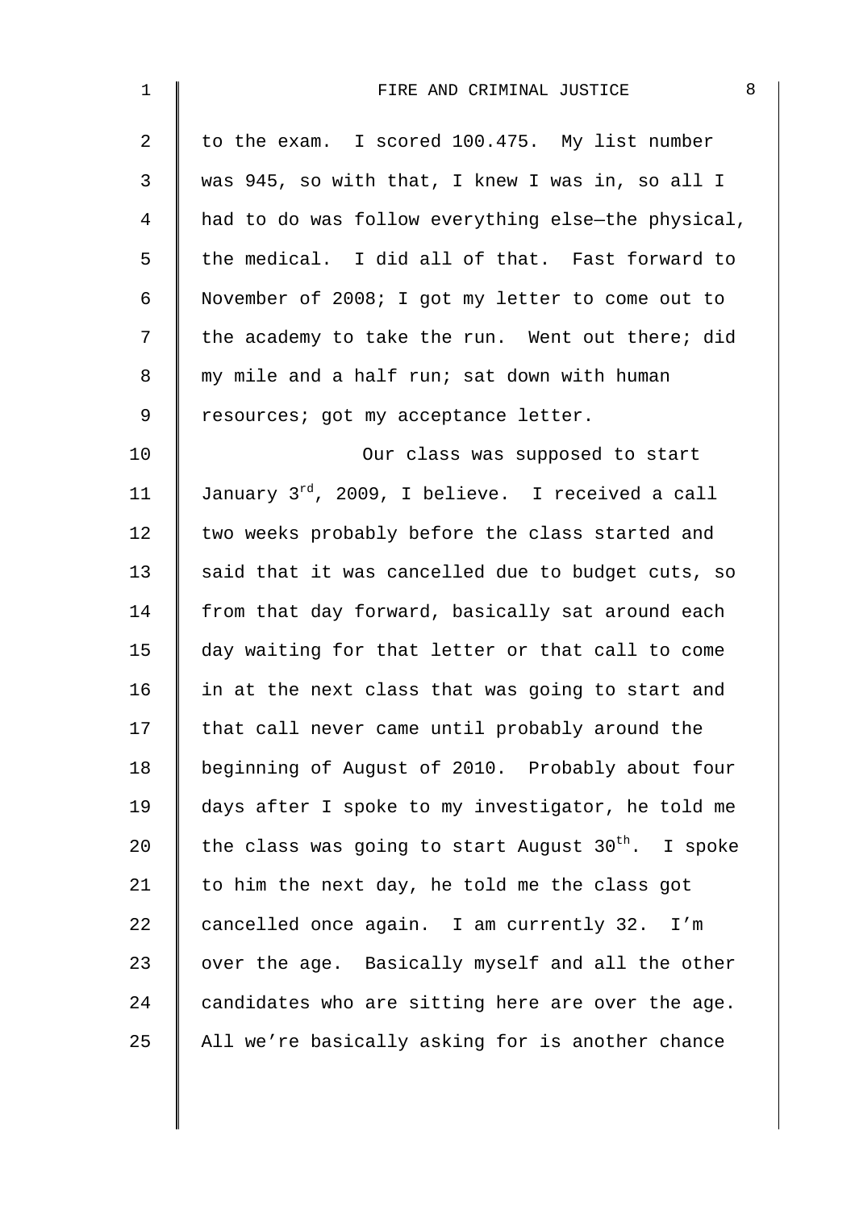to the exam. I scored 100.475. My list number was 945, so with that, I knew I was in, so all I had to do was follow everything else—the physical, the medical. I did all of that. Fast forward to November of 2008; I got my letter to come out to the academy to take the run. Went out there; did my mile and a half run; sat down with human resources; got my acceptance letter.

Our class was supposed to start January 3rd, 2009, I believe. I received a call two weeks probably before the class started and said that it was cancelled due to budget cuts, so from that day forward, basically sat around each day waiting for that letter or that call to come in at the next class that was going to start and that call never came until probably around the beginning of August of 2010. Probably about four days after I spoke to my investigator, he told me the class was going to start August 30th. I spoke to him the next day, he told me the class got cancelled once again. I am currently 32. I'm over the age. Basically myself and all the other candidates who are sitting here are over the age. All we're basically asking for is another chance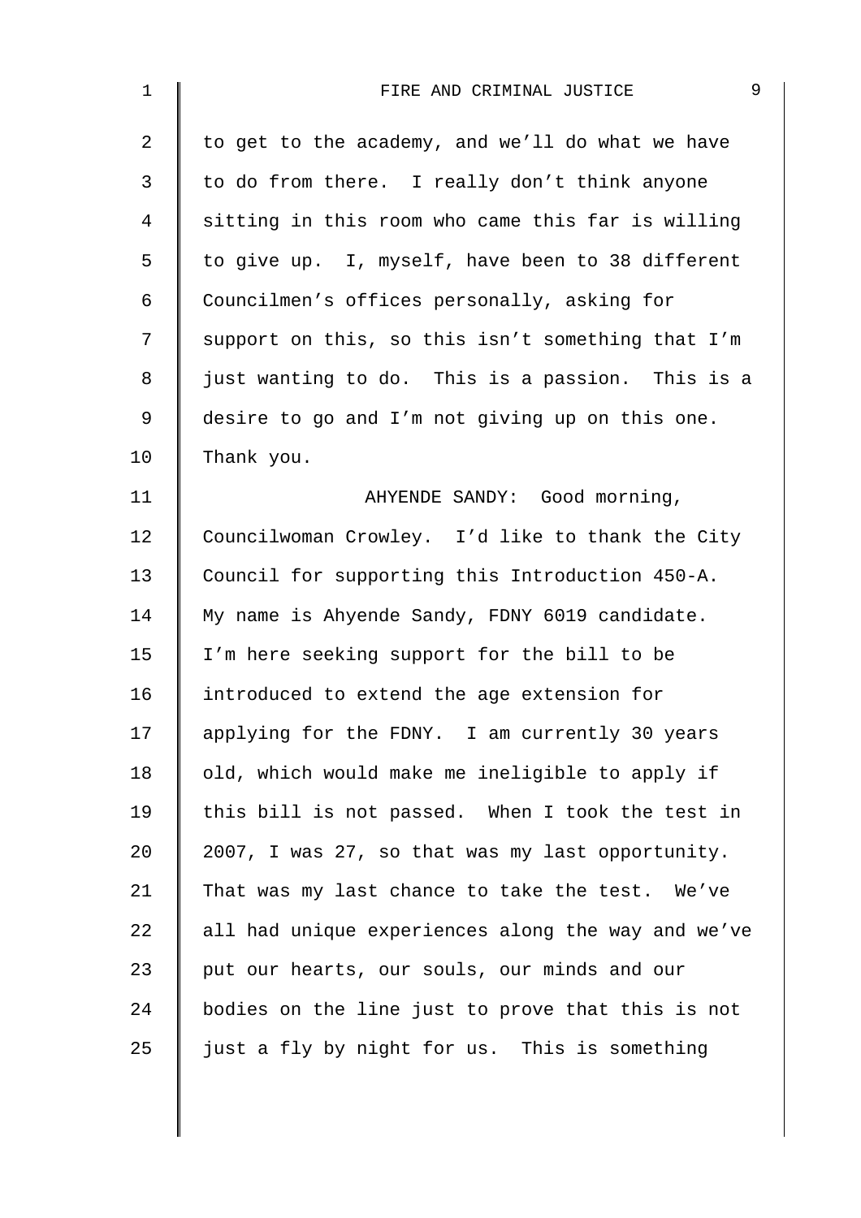to get to the academy, and we'll do what we have to do from there. I really don't think anyone sitting in this room who came this far is willing to give up. I, myself, have been to 38 different Councilmen's offices personally, asking for support on this, so this isn't something that I'm just wanting to do. This is a passion. This is a desire to go and I'm not giving up on this one. Thank you.

AHYENDE SANDY: Good morning, Councilwoman Crowley. I'd like to thank the City Council for supporting this Introduction 450-A. My name is Ahyende Sandy, FDNY 6019 candidate. I'm here seeking support for the bill to be introduced to extend the age extension for applying for the FDNY. I am currently 30 years old, which would make me ineligible to apply if this bill is not passed. When I took the test in 2007, I was 27, so that was my last opportunity. That was my last chance to take the test. We've all had unique experiences along the way and we've put our hearts, our souls, our minds and our bodies on the line just to prove that this is not just a fly by night for us. This is something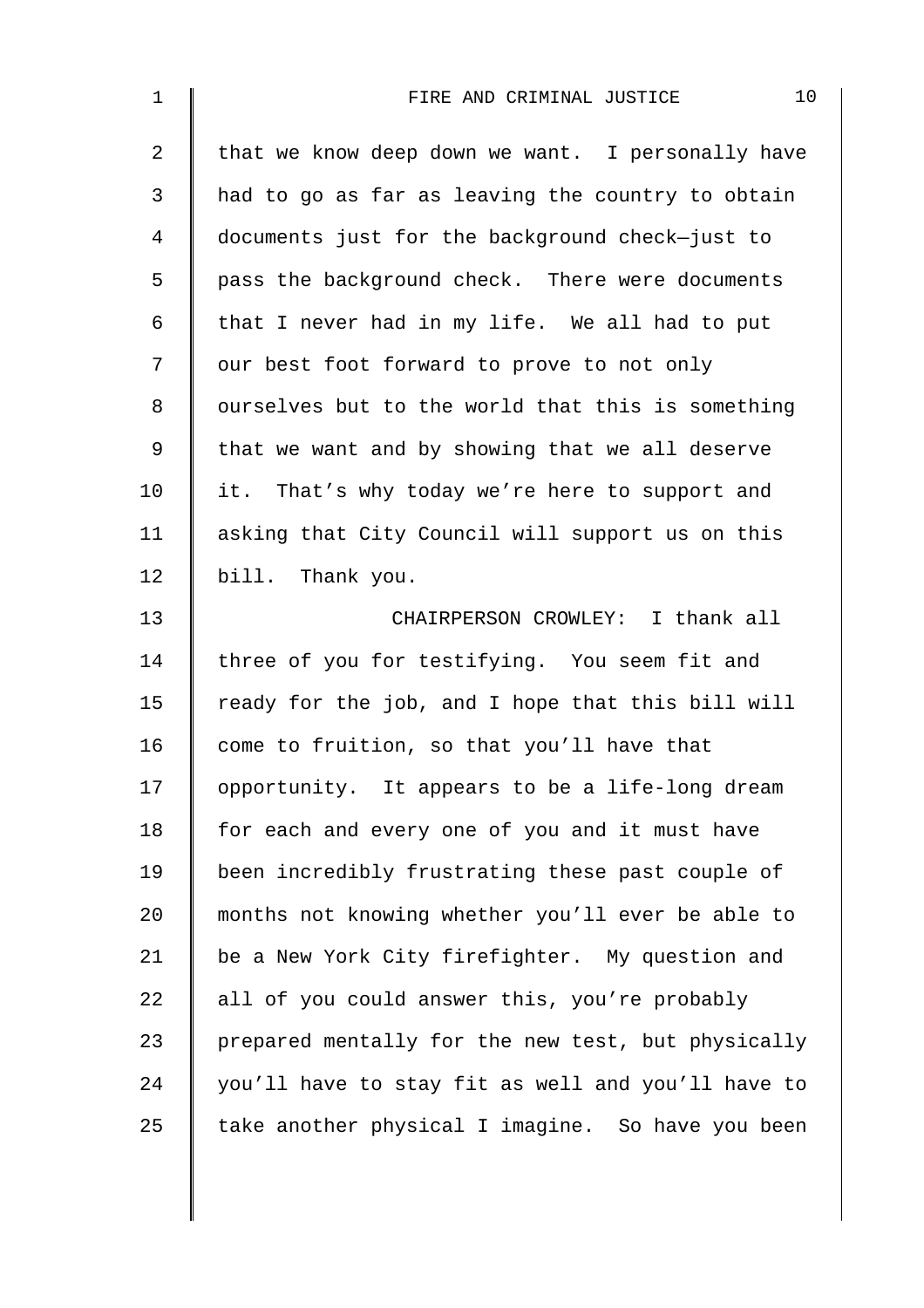that we know deep down we want. I personally have had to go as far as leaving the country to obtain documents just for the background check—just to pass the background check. There were documents that I never had in my life. We all had to put our best foot forward to prove to not only ourselves but to the world that this is something that we want and by showing that we all deserve it. That's why today we're here to support and asking that City Council will support us on this bill. Thank you.

CHAIRPERSON CROWLEY: I thank all three of you for testifying. You seem fit and ready for the job, and I hope that this bill will come to fruition, so that you'll have that opportunity. It appears to be a life-long dream for each and every one of you and it must have been incredibly frustrating these past couple of months not knowing whether you'll ever be able to be a New York City firefighter. My question and all of you could answer this, you're probably prepared mentally for the new test, but physically you'll have to stay fit as well and you'll have to take another physical I imagine. So have you been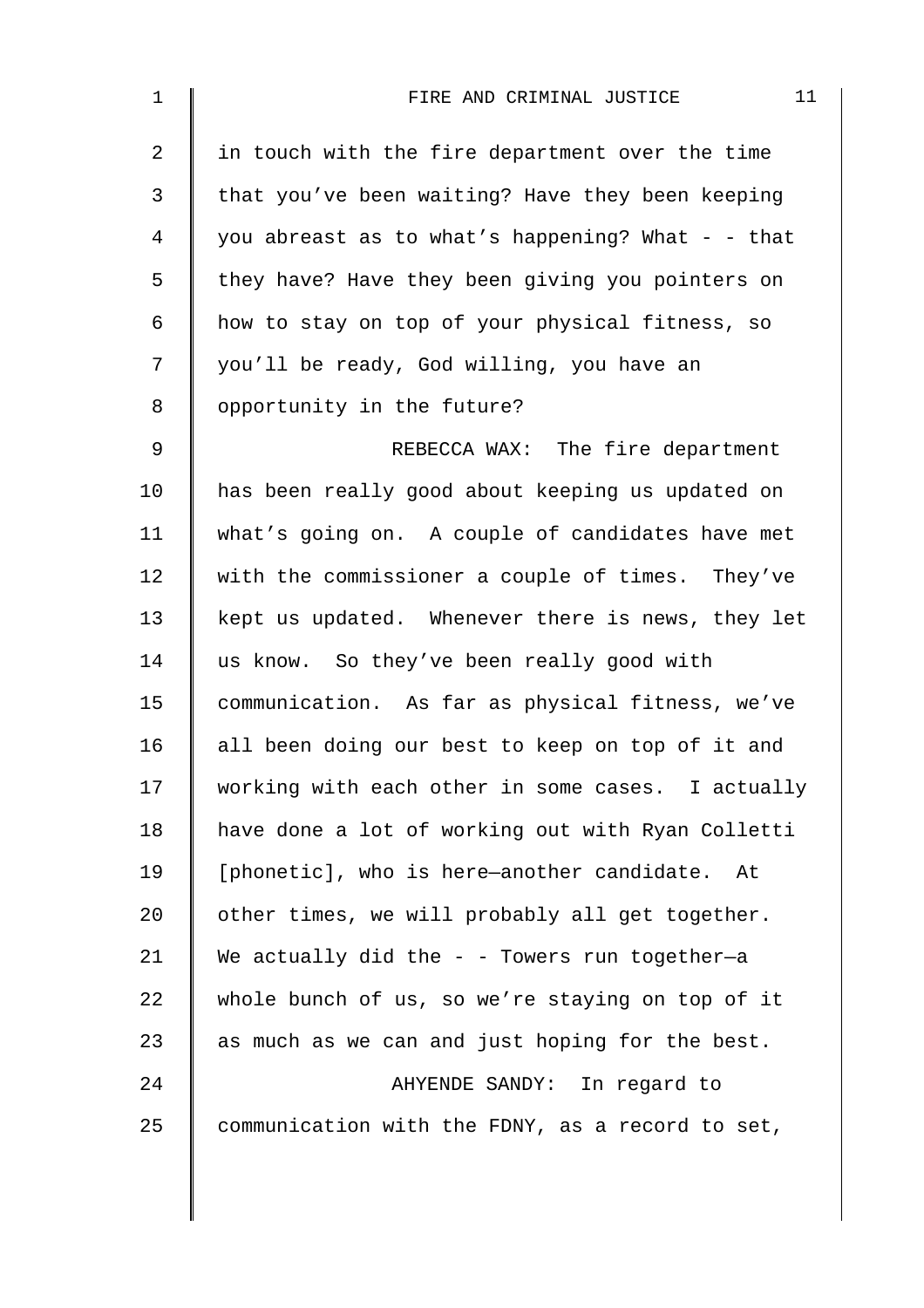in touch with the fire department over the time that you've been waiting? Have they been keeping you abreast as to what's happening? What - - that they have? Have they been giving you pointers on how to stay on top of your physical fitness, so you'll be ready, God willing, you have an opportunity in the future?

REBECCA WAX: The fire department has been really good about keeping us updated on what's going on. A couple of candidates have met with the commissioner a couple of times. They've kept us updated. Whenever there is news, they let us know. So they've been really good with communication. As far as physical fitness, we've all been doing our best to keep on top of it and working with each other in some cases. I actually have done a lot of working out with Ryan Colletti [phonetic], who is here—another candidate. At other times, we will probably all get together. We actually did the - - Towers run together—a whole bunch of us, so we're staying on top of it as much as we can and just hoping for the best.

AHYENDE SANDY: In regard to communication with the FDNY, as a record to set,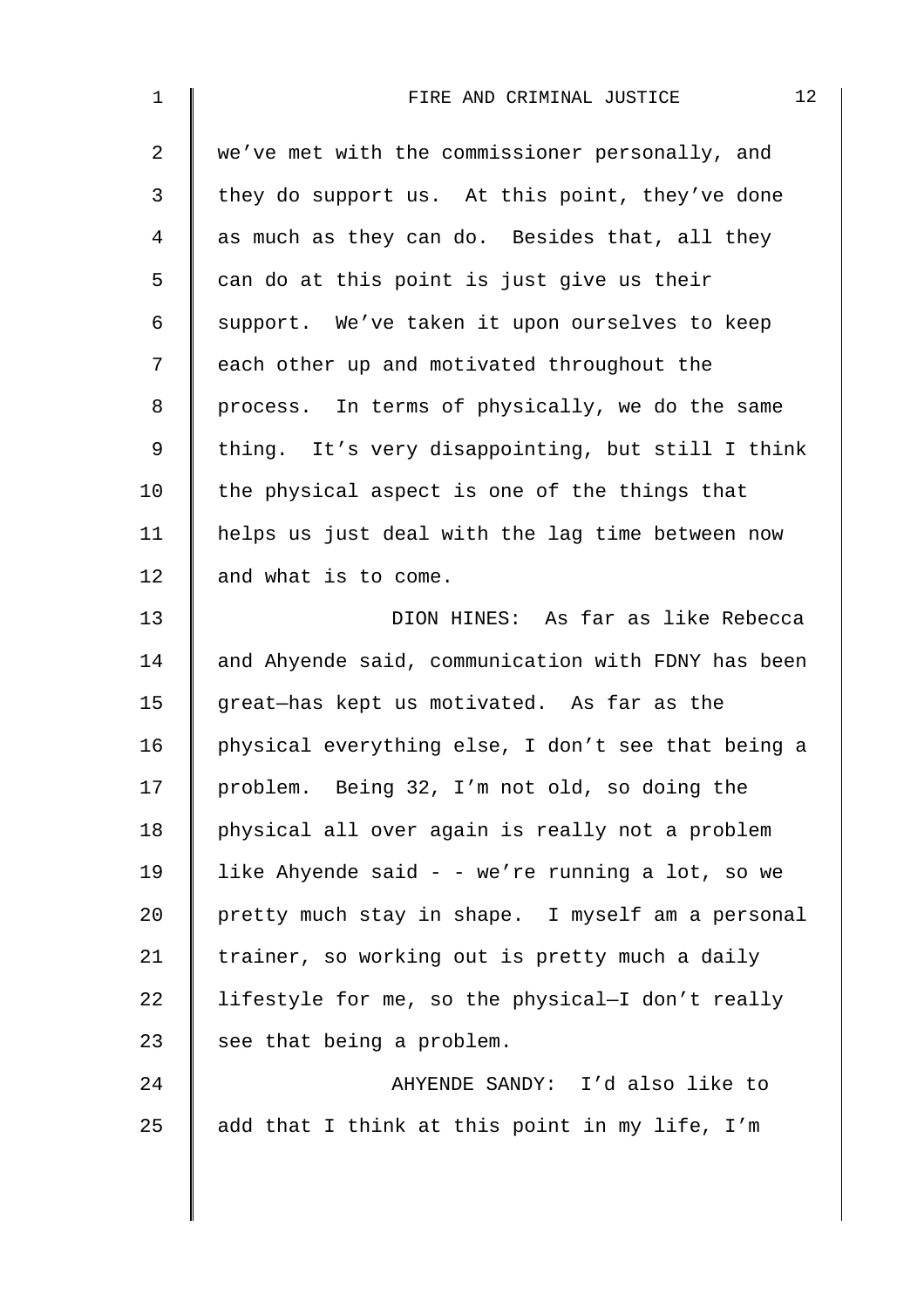we've met with the commissioner personally, and they do support us. At this point, they've done as much as they can do. Besides that, all they can do at this point is just give us their support. We've taken it upon ourselves to keep each other up and motivated throughout the process. In terms of physically, we do the same thing. It's very disappointing, but still I think the physical aspect is one of the things that helps us just deal with the lag time between now and what is to come.

DION HINES: As far as like Rebecca and Ahyende said, communication with FDNY has been great—has kept us motivated. As far as the physical everything else, I don't see that being a problem. Being 32, I'm not old, so doing the physical all over again is really not a problem like Ahyende said - - we're running a lot, so we pretty much stay in shape. I myself am a personal trainer, so working out is pretty much a daily lifestyle for me, so the physical—I don't really see that being a problem.

AHYENDE SANDY: I'd also like to add that I think at this point in my life, I'm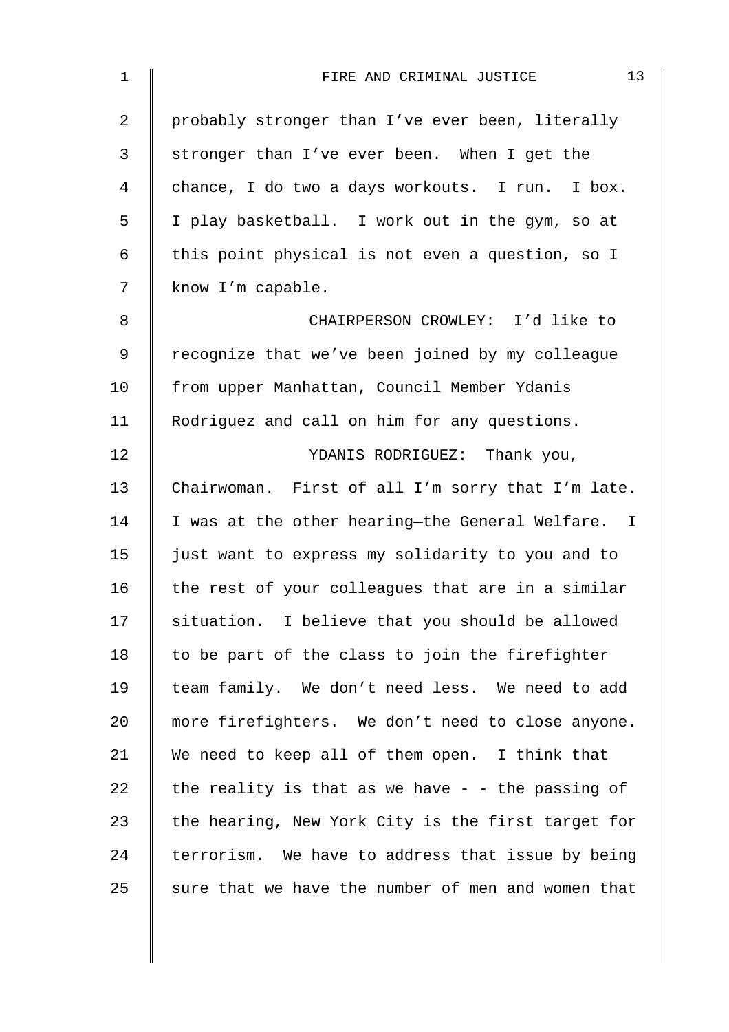probably stronger than I've ever been, literally stronger than I've ever been. When I get the chance, I do two a days workouts. I run. I box. I play basketball. I work out in the gym, so at this point physical is not even a question, so I know I'm capable.

CHAIRPERSON CROWLEY: I'd like to recognize that we've been joined by my colleague from upper Manhattan, Council Member Ydanis Rodriguez and call on him for any questions.

YDANIS RODRIGUEZ: Thank you, Chairwoman. First of all I'm sorry that I'm late. I was at the other hearing—the General Welfare. I just want to express my solidarity to you and to the rest of your colleagues that are in a similar situation. I believe that you should be allowed to be part of the class to join the firefighter team family. We don't need less. We need to add more firefighters. We don't need to close anyone. We need to keep all of them open. I think that the reality is that as we have - - the passing of the hearing, New York City is the first target for terrorism. We have to address that issue by being sure that we have the number of men and women that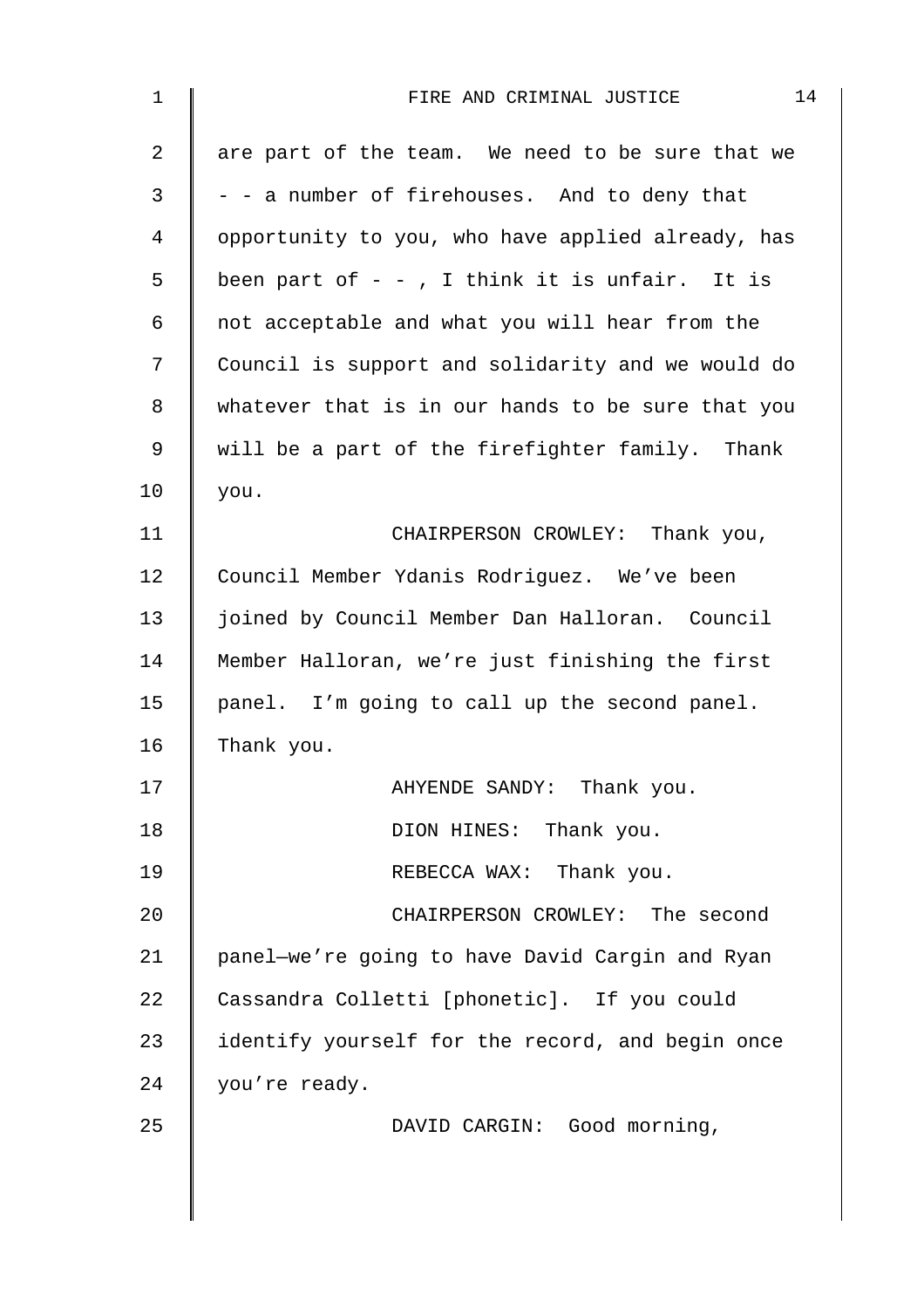are part of the team. We need to be sure that we - - a number of firehouses. And to deny that opportunity to you, who have applied already, has been part of - - , I think it is unfair. It is not acceptable and what you will hear from the Council is support and solidarity and we would do whatever that is in our hands to be sure that you will be a part of the firefighter family. Thank you.

CHAIRPERSON CROWLEY: Thank you, Council Member Ydanis Rodriguez. We've been joined by Council Member Dan Halloran. Council Member Halloran, we're just finishing the first panel. I'm going to call up the second panel. Thank you.

AHYENDE SANDY: Thank you.

DION HINES: Thank you.

REBECCA WAX: Thank you.

CHAIRPERSON CROWLEY: The second panel—we're going to have David Cargin and Ryan Cassandra Colletti [phonetic]. If you could identify yourself for the record, and begin once you're ready.

DAVID CARGIN: Good morning,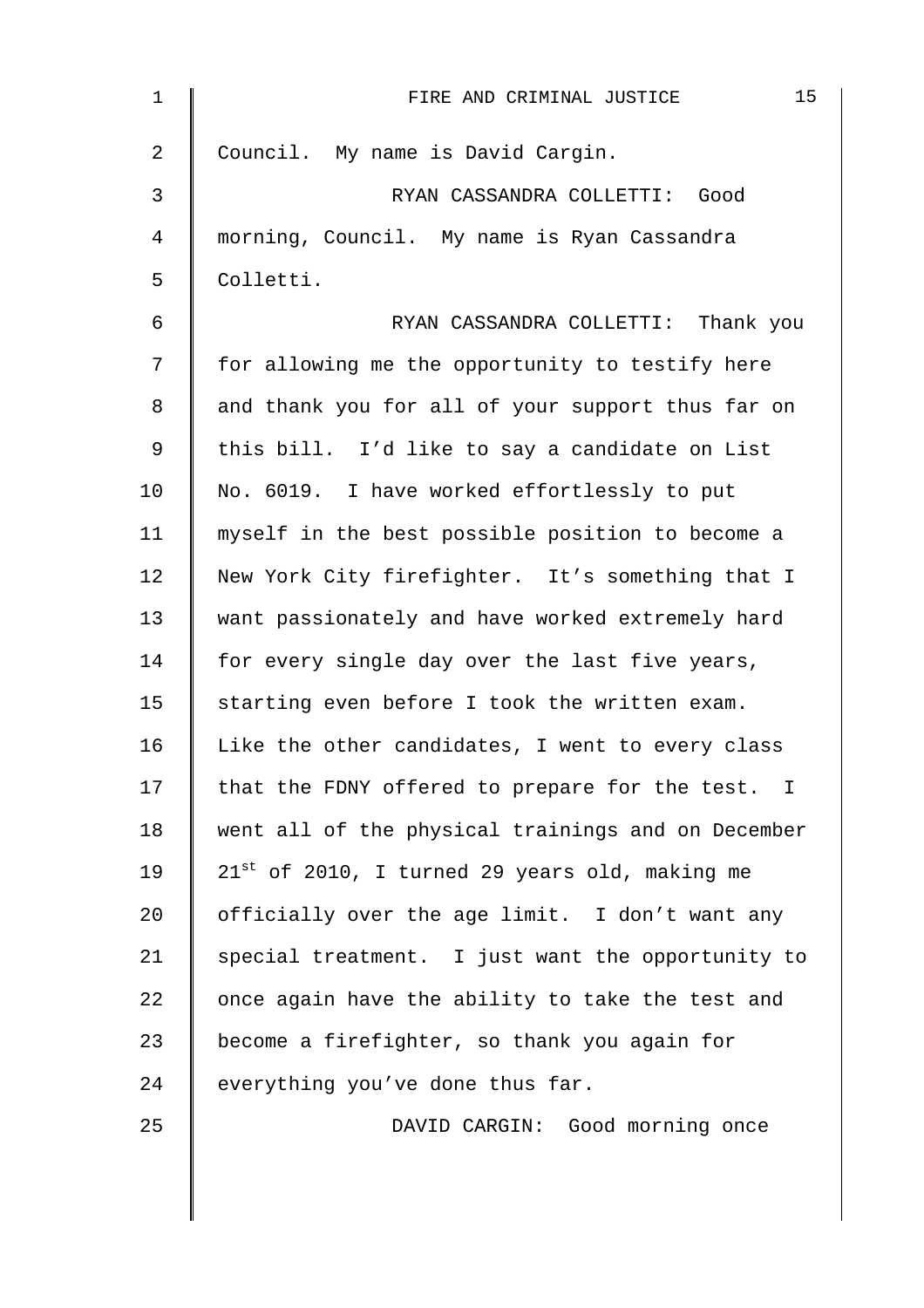Council. My name is David Cargin.

RYAN CASSANDRA COLLETTI: Good morning, Council. My name is Ryan Cassandra Colletti.

RYAN CASSANDRA COLLETTI: Thank you for allowing me the opportunity to testify here and thank you for all of your support thus far on this bill. I'd like to say a candidate on List No. 6019. I have worked effortlessly to put myself in the best possible position to become a New York City firefighter. It's something that I want passionately and have worked extremely hard for every single day over the last five years, starting even before I took the written exam. Like the other candidates, I went to every class that the FDNY offered to prepare for the test. I went all of the physical trainings and on December 21st of 2010, I turned 29 years old, making me officially over the age limit. I don't want any special treatment. I just want the opportunity to once again have the ability to take the test and become a firefighter, so thank you again for everything you've done thus far.

DAVID CARGIN: Good morning once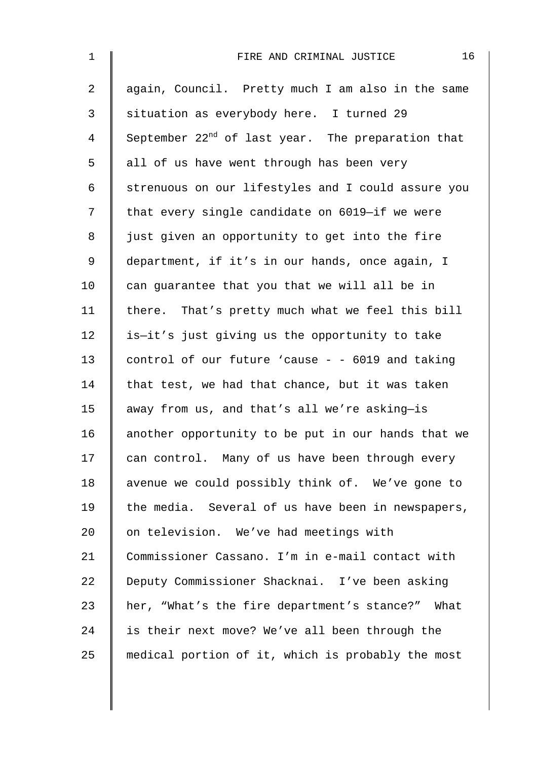again, Council. Pretty much I am also in the same situation as everybody here. I turned 29 September 22nd of last year. The preparation that all of us have went through has been very strenuous on our lifestyles and I could assure you that every single candidate on 6019—if we were just given an opportunity to get into the fire department, if it's in our hands, once again, I can guarantee that you that we will all be in there. That's pretty much what we feel this bill is—it's just giving us the opportunity to take control of our future 'cause - - 6019 and taking that test, we had that chance, but it was taken away from us, and that's all we're asking—is another opportunity to be put in our hands that we can control. Many of us have been through every avenue we could possibly think of. We've gone to the media. Several of us have been in newspapers, on television. We've had meetings with Commissioner Cassano. I'm in e-mail contact with Deputy Commissioner Shacknai. I've been asking her, "What's the fire department's stance?" What is their next move? We've all been through the medical portion of it, which is probably the most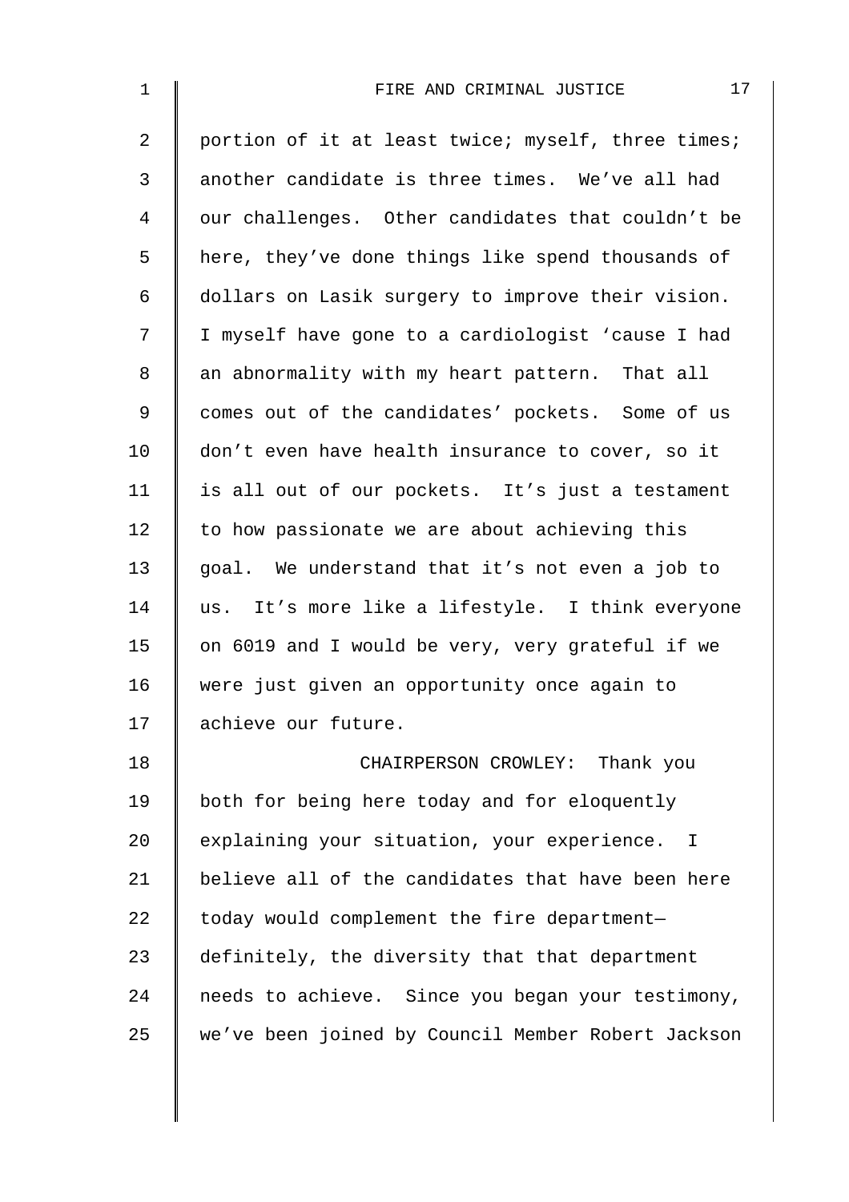portion of it at least twice; myself, three times; another candidate is three times. We've all had our challenges. Other candidates that couldn't be here, they've done things like spend thousands of dollars on Lasik surgery to improve their vision. I myself have gone to a cardiologist 'cause I had an abnormality with my heart pattern. That all comes out of the candidates' pockets. Some of us don't even have health insurance to cover, so it is all out of our pockets. It's just a testament to how passionate we are about achieving this goal. We understand that it's not even a job to us. It's more like a lifestyle. I think everyone on 6019 and I would be very, very grateful if we were just given an opportunity once again to achieve our future.

CHAIRPERSON CROWLEY: Thank you both for being here today and for eloquently explaining your situation, your experience. I believe all of the candidates that have been here today would complement the fire department— definitely, the diversity that that department needs to achieve. Since you began your testimony, we've been joined by Council Member Robert Jackson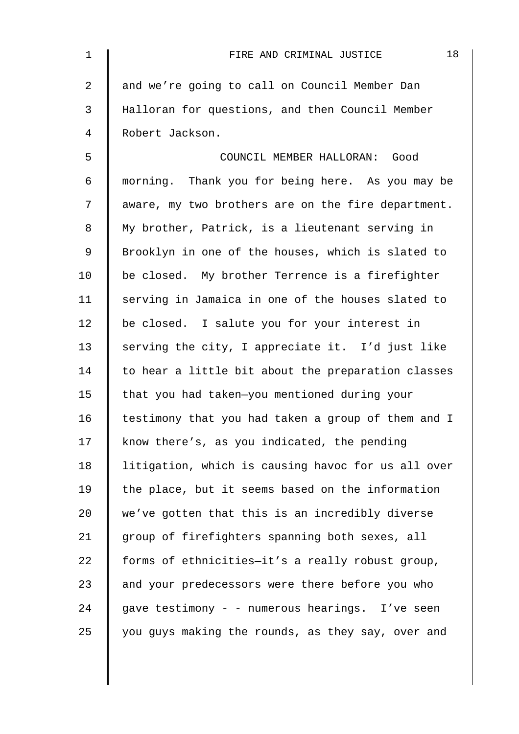and we're going to call on Council Member Dan Halloran for questions, and then Council Member Robert Jackson.

COUNCIL MEMBER HALLORAN: Good morning. Thank you for being here. As you may be aware, my two brothers are on the fire department. My brother, Patrick, is a lieutenant serving in Brooklyn in one of the houses, which is slated to be closed. My brother Terrence is a firefighter serving in Jamaica in one of the houses slated to be closed. I salute you for your interest in serving the city, I appreciate it. I'd just like to hear a little bit about the preparation classes that you had taken—you mentioned during your testimony that you had taken a group of them and I know there's, as you indicated, the pending litigation, which is causing havoc for us all over the place, but it seems based on the information we've gotten that this is an incredibly diverse group of firefighters spanning both sexes, all forms of ethnicities—it's a really robust group, and your predecessors were there before you who gave testimony - - numerous hearings. I've seen you guys making the rounds, as they say, over and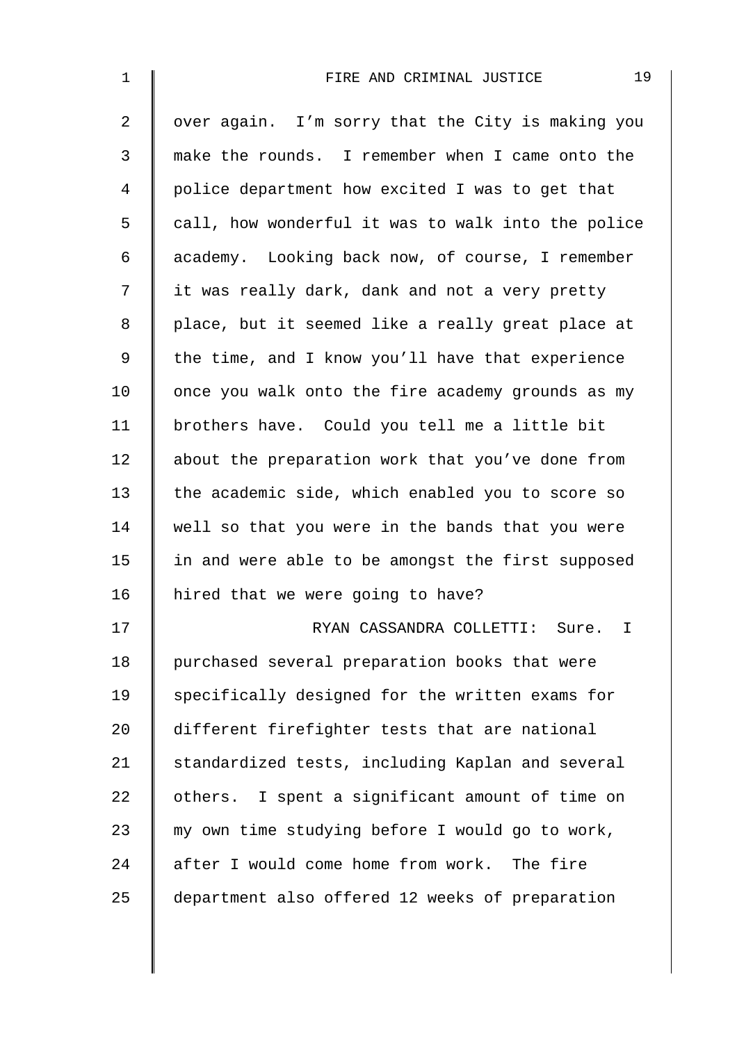over again. I'm sorry that the City is making you make the rounds. I remember when I came onto the police department how excited I was to get that call, how wonderful it was to walk into the police academy. Looking back now, of course, I remember it was really dark, dank and not a very pretty place, but it seemed like a really great place at the time, and I know you'll have that experience once you walk onto the fire academy grounds as my brothers have. Could you tell me a little bit about the preparation work that you've done from the academic side, which enabled you to score so well so that you were in the bands that you were in and were able to be amongst the first supposed hired that we were going to have?

RYAN CASSANDRA COLLETTI: Sure. I purchased several preparation books that were specifically designed for the written exams for different firefighter tests that are national standardized tests, including Kaplan and several others. I spent a significant amount of time on my own time studying before I would go to work, after I would come home from work. The fire department also offered 12 weeks of preparation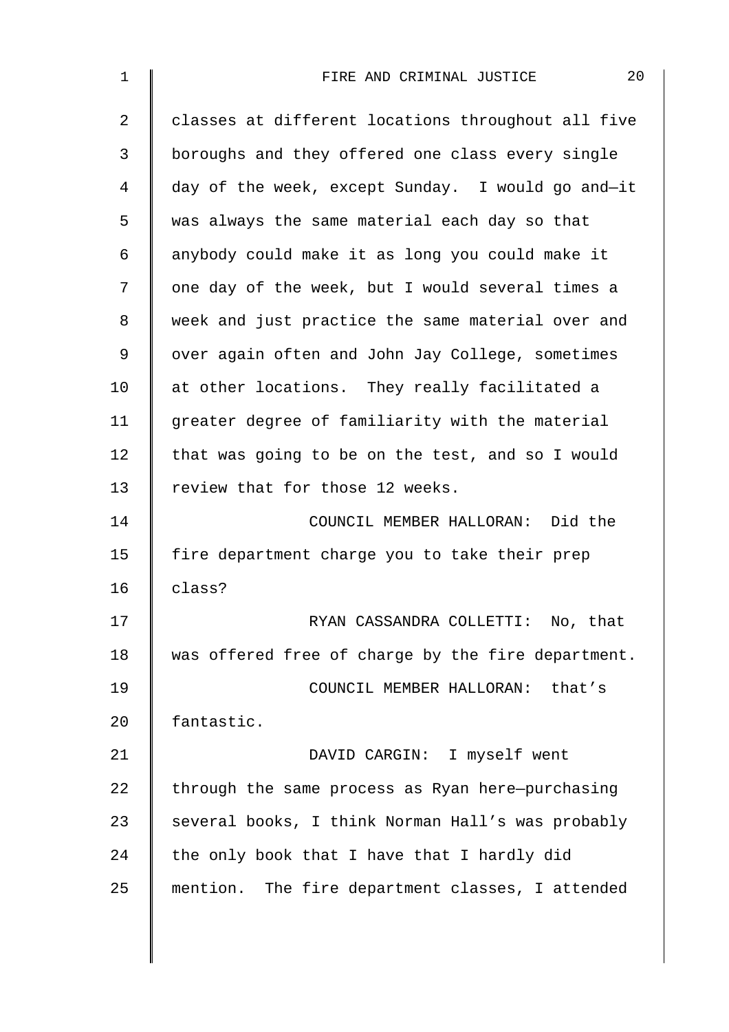classes at different locations throughout all five boroughs and they offered one class every single day of the week, except Sunday. I would go and—it was always the same material each day so that anybody could make it as long you could make it one day of the week, but I would several times a week and just practice the same material over and over again often and John Jay College, sometimes at other locations. They really facilitated a greater degree of familiarity with the material that was going to be on the test, and so I would review that for those 12 weeks.

COUNCIL MEMBER HALLORAN: Did the fire department charge you to take their prep class?

RYAN CASSANDRA COLLETTI: No, that was offered free of charge by the fire department.

COUNCIL MEMBER HALLORAN: that's fantastic.

DAVID CARGIN: I myself went through the same process as Ryan here—purchasing several books, I think Norman Hall's was probably the only book that I have that I hardly did mention. The fire department classes, I attended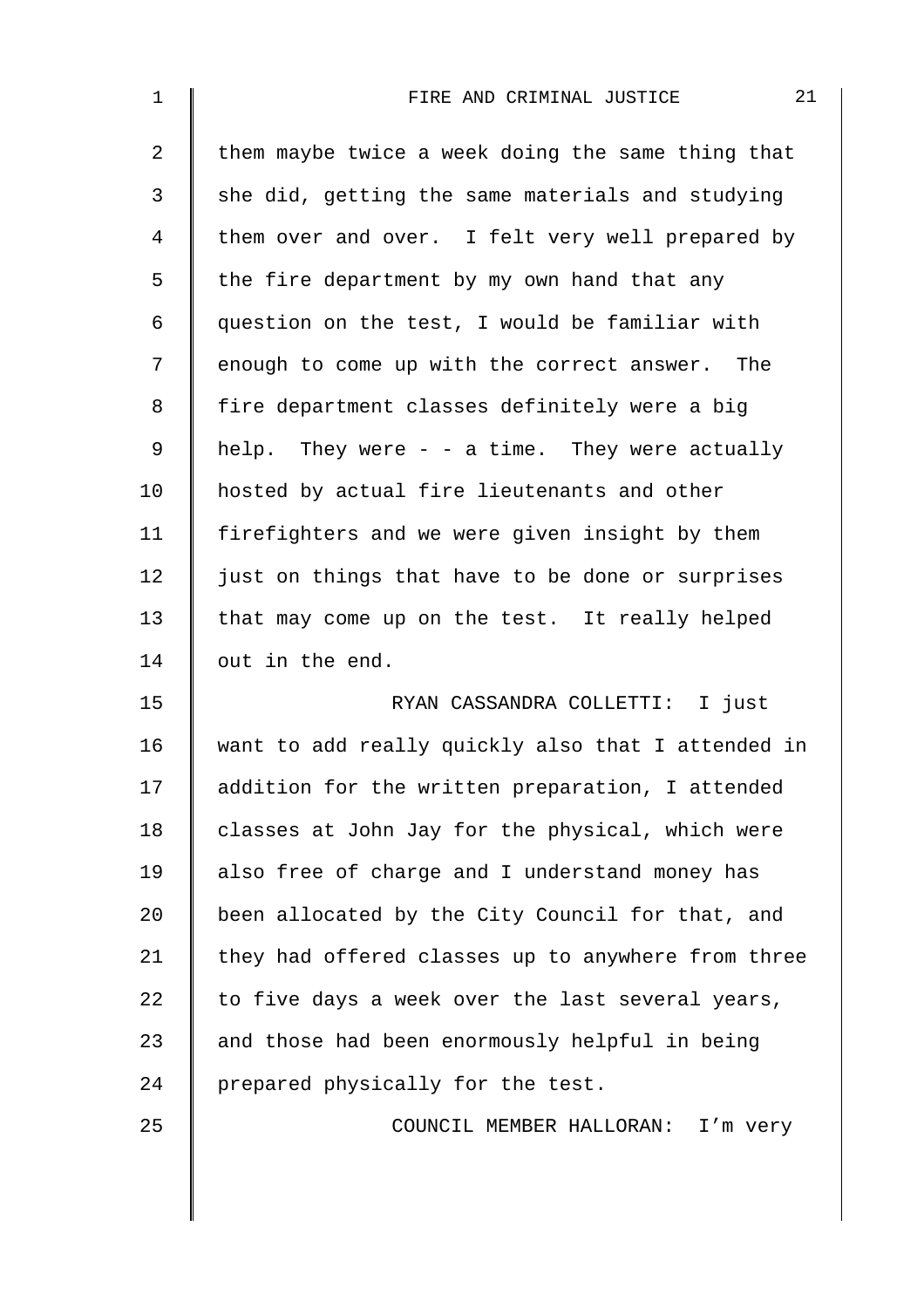them maybe twice a week doing the same thing that she did, getting the same materials and studying them over and over. I felt very well prepared by the fire department by my own hand that any question on the test, I would be familiar with enough to come up with the correct answer. The fire department classes definitely were a big help. They were - - a time. They were actually hosted by actual fire lieutenants and other firefighters and we were given insight by them just on things that have to be done or surprises that may come up on the test. It really helped out in the end.

RYAN CASSANDRA COLLETTI: I just want to add really quickly also that I attended in addition for the written preparation, I attended classes at John Jay for the physical, which were also free of charge and I understand money has been allocated by the City Council for that, and they had offered classes up to anywhere from three to five days a week over the last several years, and those had been enormously helpful in being prepared physically for the test.

COUNCIL MEMBER HALLORAN: I'm very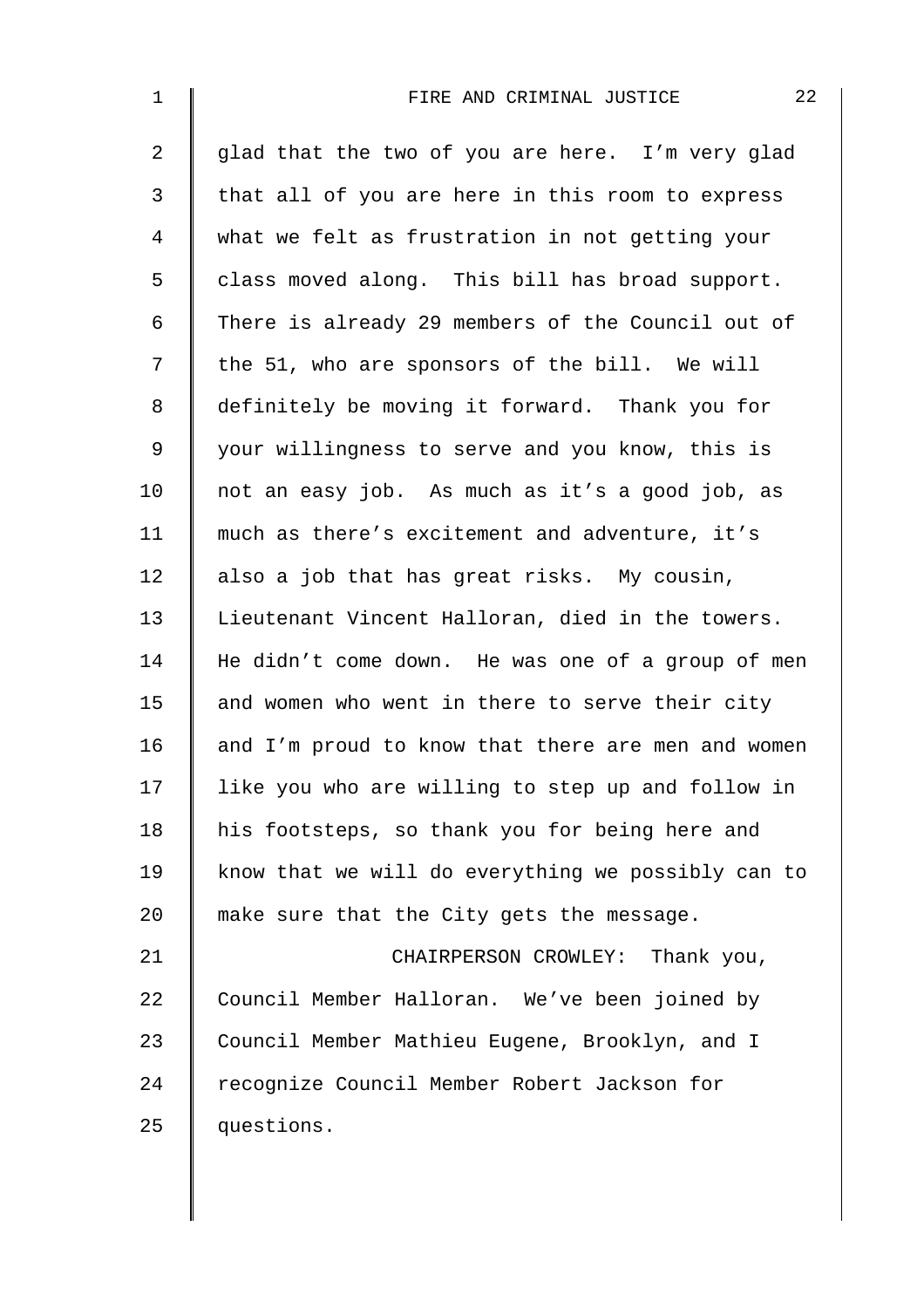glad that the two of you are here. I'm very glad that all of you are here in this room to express what we felt as frustration in not getting your class moved along. This bill has broad support. There is already 29 members of the Council out of the 51, who are sponsors of the bill. We will definitely be moving it forward. Thank you for your willingness to serve and you know, this is not an easy job. As much as it's a good job, as much as there's excitement and adventure, it's also a job that has great risks. My cousin, Lieutenant Vincent Halloran, died in the towers. He didn't come down. He was one of a group of men and women who went in there to serve their city and I'm proud to know that there are men and women like you who are willing to step up and follow in his footsteps, so thank you for being here and know that we will do everything we possibly can to make sure that the City gets the message.

CHAIRPERSON CROWLEY: Thank you, Council Member Halloran. We've been joined by Council Member Mathieu Eugene, Brooklyn, and I recognize Council Member Robert Jackson for questions.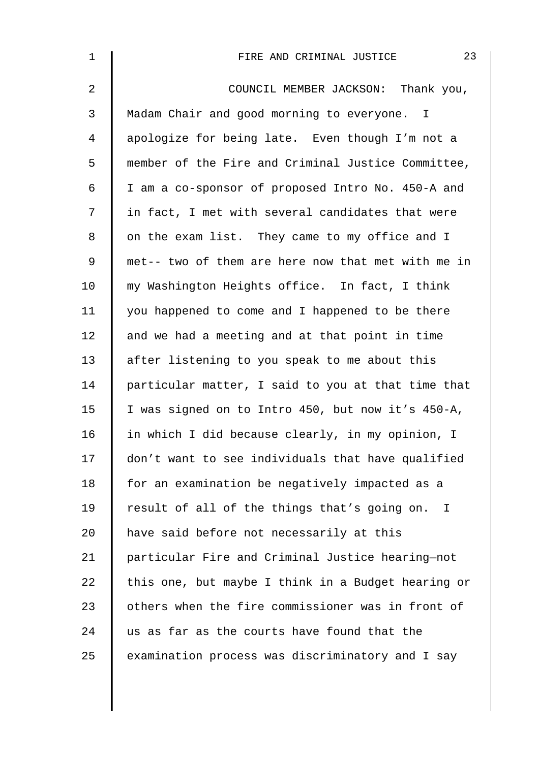COUNCIL MEMBER JACKSON: Thank you, Madam Chair and good morning to everyone. I apologize for being late. Even though I'm not a member of the Fire and Criminal Justice Committee, I am a co-sponsor of proposed Intro No. 450-A and in fact, I met with several candidates that were on the exam list. They came to my office and I met-- two of them are here now that met with me in my Washington Heights office. In fact, I think you happened to come and I happened to be there and we had a meeting and at that point in time after listening to you speak to me about this particular matter, I said to you at that time that I was signed on to Intro 450, but now it's 450-A, in which I did because clearly, in my opinion, I don't want to see individuals that have qualified for an examination be negatively impacted as a result of all of the things that's going on. I have said before not necessarily at this particular Fire and Criminal Justice hearing—not this one, but maybe I think in a Budget hearing or others when the fire commissioner was in front of us as far as the courts have found that the examination process was discriminatory and I say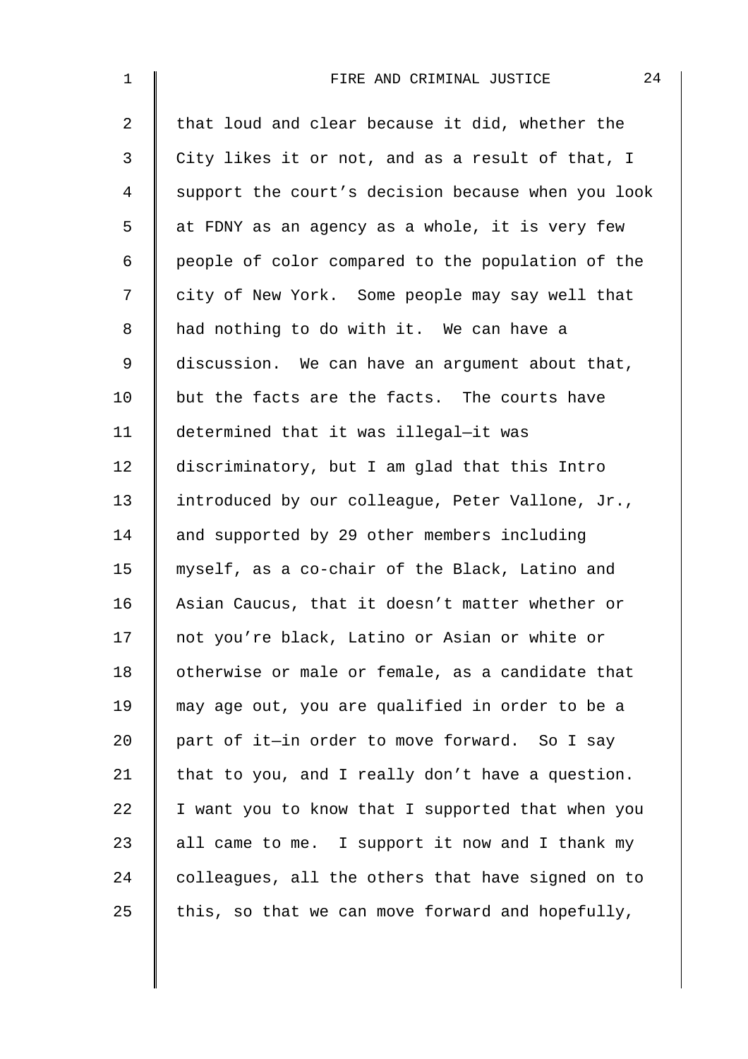that loud and clear because it did, whether the City likes it or not, and as a result of that, I support the court's decision because when you look at FDNY as an agency as a whole, it is very few people of color compared to the population of the city of New York. Some people may say well that had nothing to do with it. We can have a discussion. We can have an argument about that, but the facts are the facts. The courts have determined that it was illegal—it was discriminatory, but I am glad that this Intro introduced by our colleague, Peter Vallone, Jr., and supported by 29 other members including myself, as a co-chair of the Black, Latino and Asian Caucus, that it doesn't matter whether or not you're black, Latino or Asian or white or otherwise or male or female, as a candidate that may age out, you are qualified in order to be a part of it—in order to move forward. So I say that to you, and I really don't have a question. I want you to know that I supported that when you all came to me. I support it now and I thank my colleagues, all the others that have signed on to this, so that we can move forward and hopefully,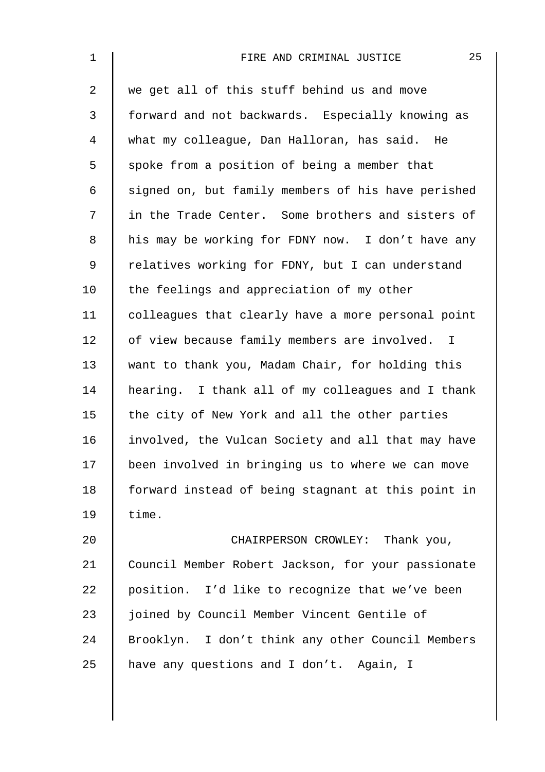we get all of this stuff behind us and move forward and not backwards. Especially knowing as what my colleague, Dan Halloran, has said. He spoke from a position of being a member that signed on, but family members of his have perished in the Trade Center. Some brothers and sisters of his may be working for FDNY now. I don't have any relatives working for FDNY, but I can understand the feelings and appreciation of my other colleagues that clearly have a more personal point of view because family members are involved. I want to thank you, Madam Chair, for holding this hearing. I thank all of my colleagues and I thank the city of New York and all the other parties involved, the Vulcan Society and all that may have been involved in bringing us to where we can move forward instead of being stagnant at this point in time.

CHAIRPERSON CROWLEY: Thank you, Council Member Robert Jackson, for your passionate position. I'd like to recognize that we've been joined by Council Member Vincent Gentile of Brooklyn. I don't think any other Council Members have any questions and I don't. Again, I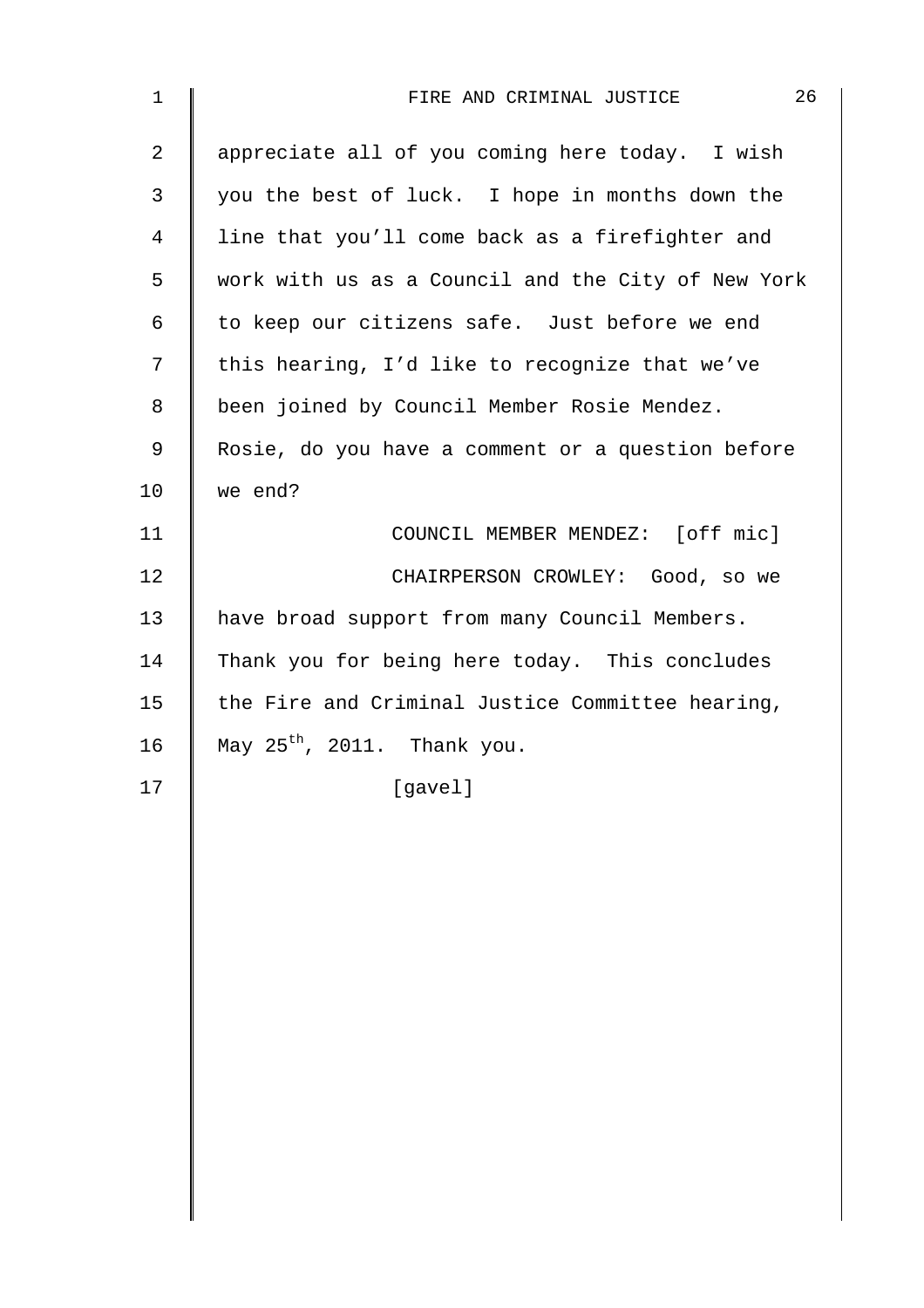appreciate all of you coming here today. I wish you the best of luck. I hope in months down the line that you'll come back as a firefighter and work with us as a Council and the City of New York to keep our citizens safe. Just before we end this hearing, I'd like to recognize that we've been joined by Council Member Rosie Mendez. Rosie, do you have a comment or a question before we end?

COUNCIL MEMBER MENDEZ: [off mic]

CHAIRPERSON CROWLEY: Good, so we have broad support from many Council Members. Thank you for being here today. This concludes the Fire and Criminal Justice Committee hearing, May 25th, 2011. Thank you.

[gavel]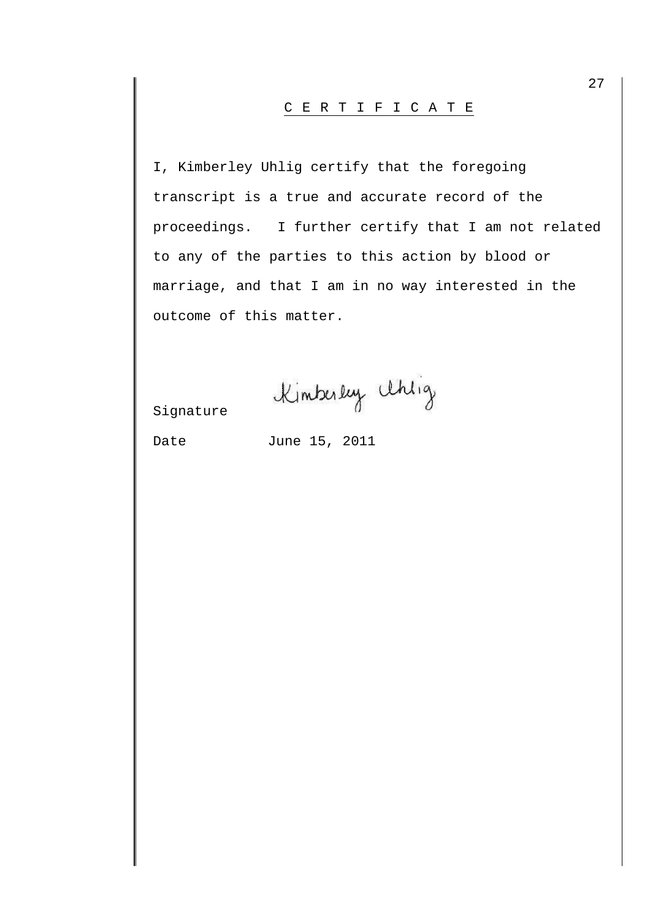# C E R T I F I C A T E

I, Kimberley Uhlig certify that the foregoing transcript is a true and accurate record of the proceedings. I further certify that I am not related to any of the parties to this action by blood or marriage, and that I am in no way interested in the outcome of this matter.

Signature Kimberley Uhlig

Date June 15, 2011